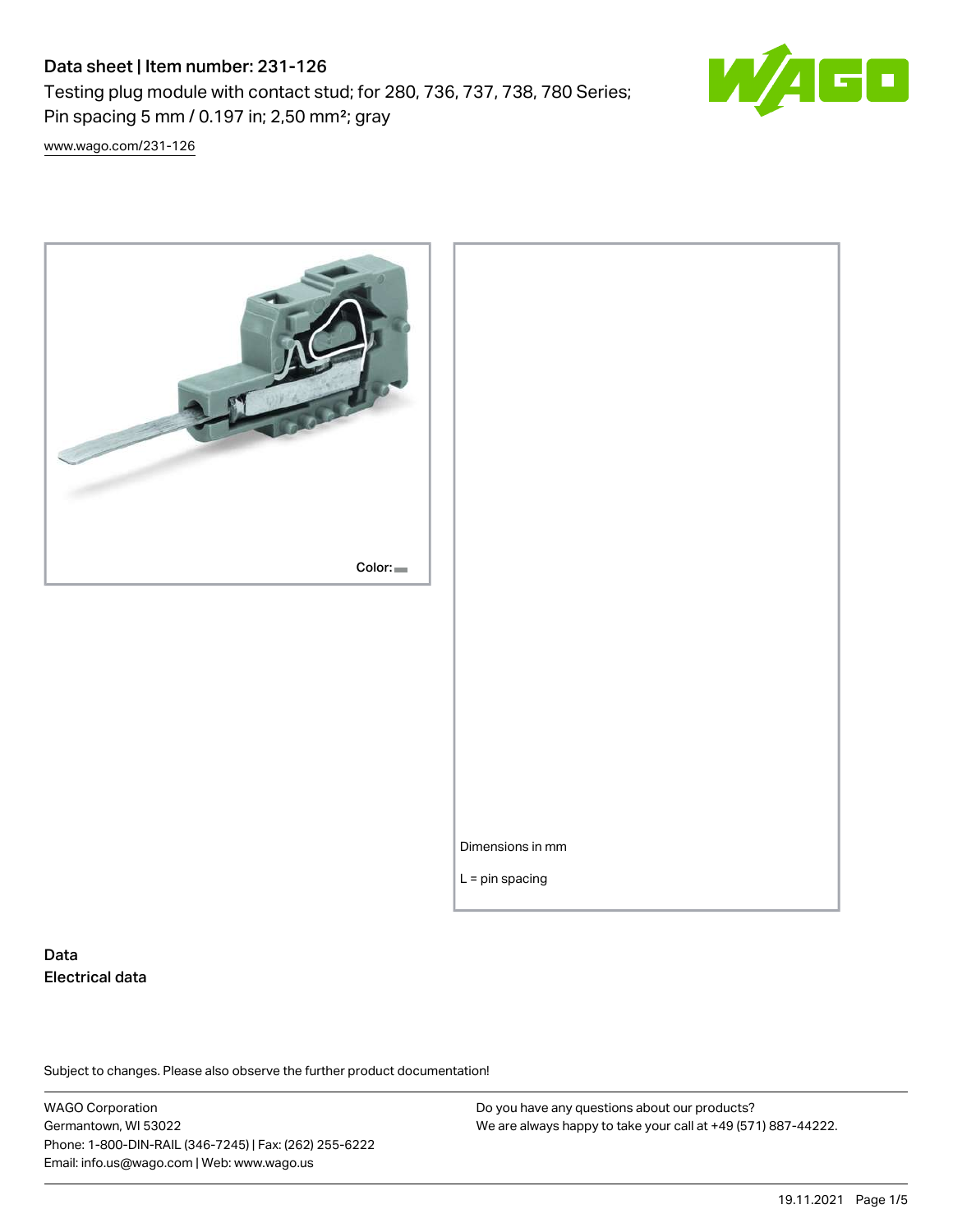# Data sheet | Item number: 231-126

Testing plug module with contact stud; for 280, 736, 737, 738, 780 Series; Pin spacing 5 mm / 0.197 in; 2,50 mm²; gray

www.wago.com/231-126

Color:

Dimensions in mm

L = pin spacing

## Data

### Electrical data

Subject to changes. Please also observe the further product documentation!

WAGO Corporation
Germantown, WI 53022
Phone: 1-800-DIN-RAIL (346-7245) | Fax: (262) 255-6222
Email: info.us@wago.com | Web: www.wago.us

Do you have any questions about our products?
We are always happy to take your call at +49 (571) 887-44222.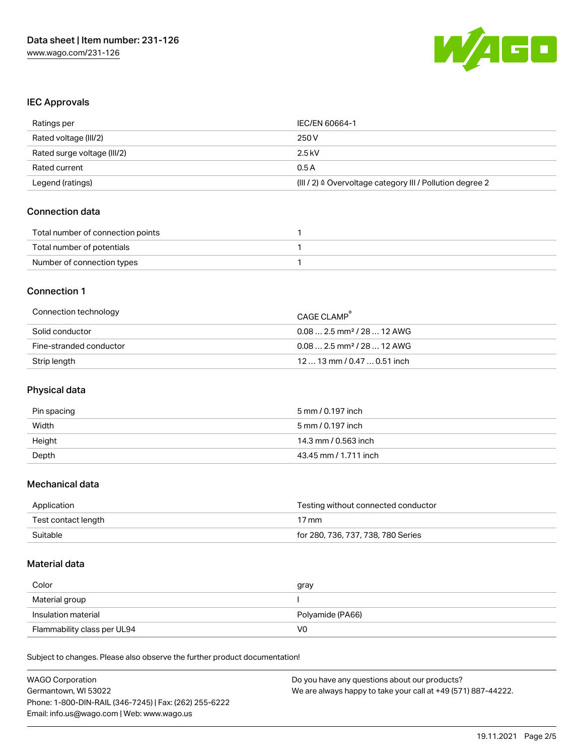## IEC Approvals

| | |
|---|---|
| Ratings per | IEC/EN 60664-1 |
| Rated voltage (III/2) | 250 V |
| Rated surge voltage (III/2) | 2.5 kV |
| Rated current | 0.5 A |
| Legend (ratings) | (III / 2) ≙ Overvoltage category III / Pollution degree 2 |

## Connection data

| | |
|---|---|
| Total number of connection points | 1 |
| Total number of potentials | 1 |
| Number of connection types | 1 |

## Connection 1

| | |
|---|---|
| Connection technology | CAGE CLAMP® |
| Solid conductor | 0.08 … 2.5 mm² / 28 … 12 AWG |
| Fine-stranded conductor | 0.08 … 2.5 mm² / 28 … 12 AWG |
| Strip length | 12 … 13 mm / 0.47 … 0.51 inch |

## Physical data

| | |
|---|---|
| Pin spacing | 5 mm / 0.197 inch |
| Width | 5 mm / 0.197 inch |
| Height | 14.3 mm / 0.563 inch |
| Depth | 43.45 mm / 1.711 inch |

## Mechanical data

| | |
|---|---|
| Application | Testing without connected conductor |
| Test contact length | 17 mm |
| Suitable | for 280, 736, 737, 738, 780 Series |

## Material data

| | |
|---|---|
| Color | gray |
| Material group | I |
| Insulation material | Polyamide (PA66) |
| Flammability class per UL94 | V0 |

Subject to changes. Please also observe the further product documentation!

WAGO Corporation
Germantown, WI 53022
Phone: 1-800-DIN-RAIL (346-7245) | Fax: (262) 255-6222
Email: info.us@wago.com | Web: www.wago.us

Do you have any questions about our products?
We are always happy to take your call at +49 (571) 887-44222.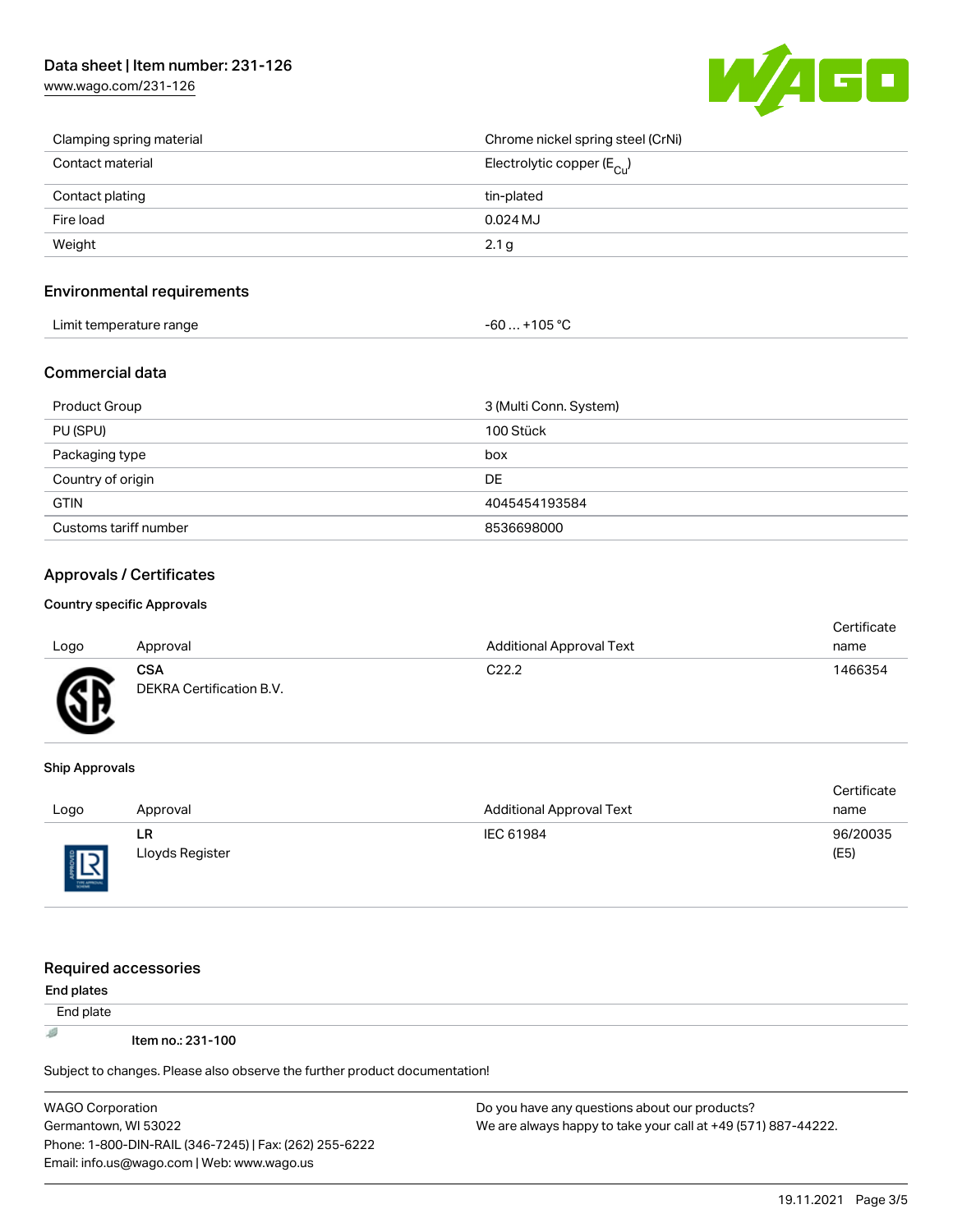| Clamping spring material | Chrome nickel spring steel (CrNi) |
| --- | --- |
| Contact material | Electrolytic copper ($E_{Cu}$) |
| Contact plating | tin-plated |
| Fire load | 0.024 MJ |
| Weight | 2.1 g |

## Environmental requirements

| Limit temperature range | -60 … +105 °C |
| --- | --- |

## Commercial data

| Product Group | 3 (Multi Conn. System) |
| --- | --- |
| PU (SPU) | 100 Stück |
| Packaging type | box |
| Country of origin | DE |
| GTIN | 4045454193584 |
| Customs tariff number | 8536698000 |

## Approvals / Certificates

### Country specific Approvals

| Logo | Approval | Additional Approval Text | Certificate name |
| --- | --- | --- | --- |
| | **CSA** DEKRA Certification B.V. | C22.2 | 1466354 |

### Ship Approvals

| Logo | Approval | Additional Approval Text | Certificate name |
| --- | --- | --- | --- |
| | **LR** Lloyds Register | IEC 61984 | 96/20035 (E5) |

## Required accessories

**End plates**

End plate

Item no.: 231-100

Subject to changes. Please also observe the further product documentation!

WAGO Corporation
Germantown, WI 53022
Phone: 1-800-DIN-RAIL (346-7245) | Fax: (262) 255-6222
Email: info.us@wago.com | Web: www.wago.us

Do you have any questions about our products?
We are always happy to take your call at +49 (571) 887-44222.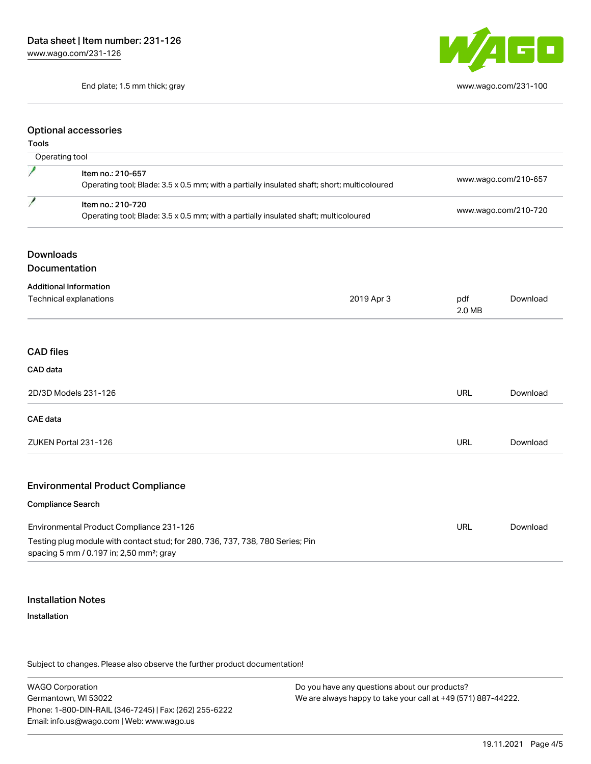| | End plate; 1.5 mm thick; gray | www.wago.com/231-100 |
|---|---|---|

## Optional accessories

### Tools

| Operating tool | | |
|---|---|---|
| | **Item no.: 210-657**<br>Operating tool; Blade: 3.5 x 0.5 mm; with a partially insulated shaft; short; multicoloured | www.wago.com/210-657 |
| | **Item no.: 210-720**<br>Operating tool; Blade: 3.5 x 0.5 mm; with a partially insulated shaft; multicoloured | www.wago.com/210-720 |

## Downloads

## Documentation

**Additional Information**

| Technical explanations | 2019 Apr 3 | pdf<br>2.0 MB | Download |
|---|---|---|---|

## CAD files

**CAD data**

| 2D/3D Models 231-126 | URL | Download |
|---|---|---|

**CAE data**

| ZUKEN Portal 231-126 | URL | Download |
|---|---|---|

## Environmental Product Compliance

**Compliance Search**

| Environmental Product Compliance 231-126<br>Testing plug module with contact stud; for 280, 736, 737, 738, 780 Series; Pin spacing 5 mm / 0.197 in; 2,50 mm²; gray | URL | Download |
|---|---|---|

## Installation Notes

**Installation**

Subject to changes. Please also observe the further product documentation!

WAGO Corporation
Germantown, WI 53022
Phone: 1-800-DIN-RAIL (346-7245) | Fax: (262) 255-6222
Email: info.us@wago.com | Web: www.wago.us

Do you have any questions about our products?
We are always happy to take your call at +49 (571) 887-44222.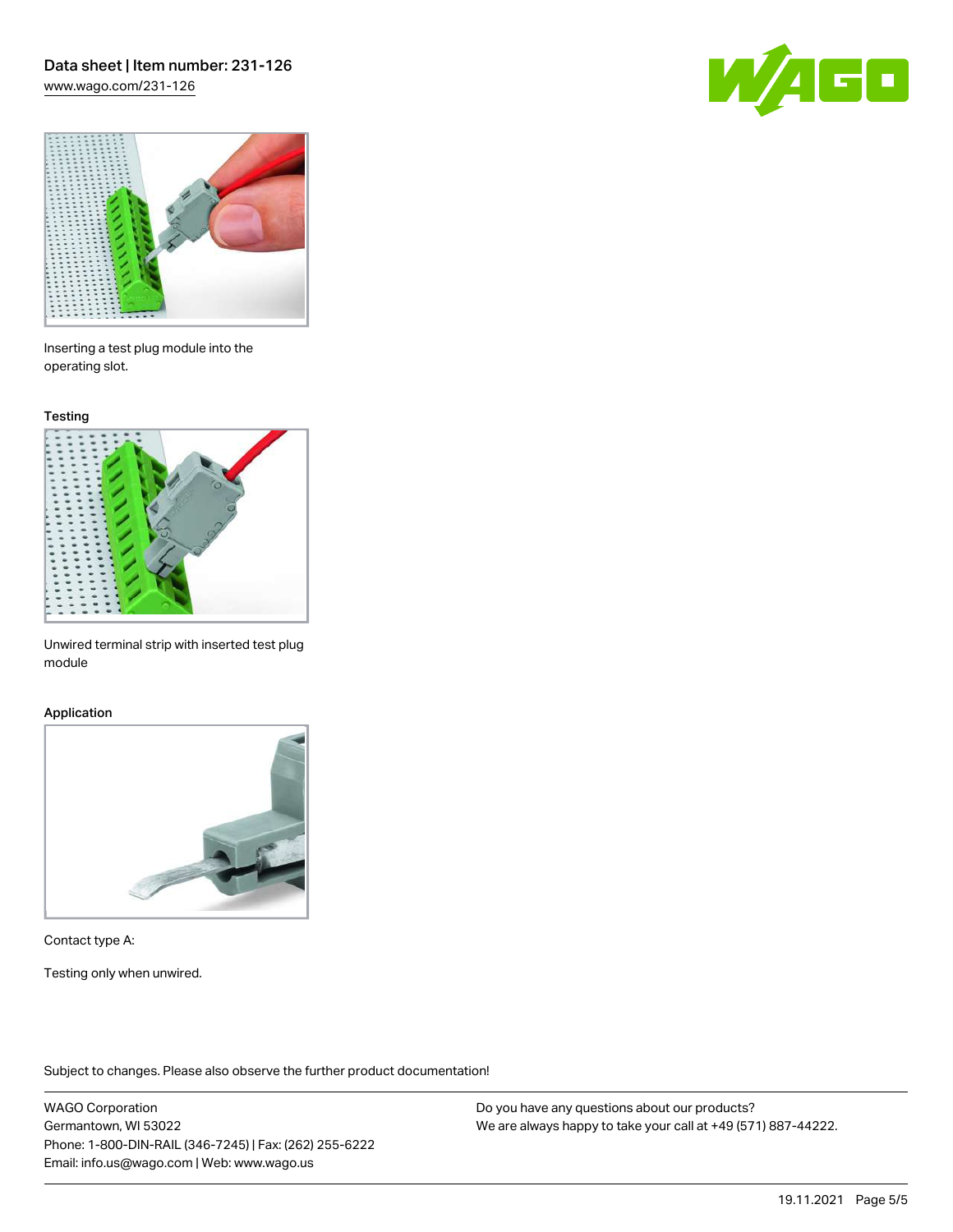Inserting a test plug module into the operating slot.

Testing

Unwired terminal strip with inserted test plug module

Application

Contact type A:

Testing only when unwired.

Subject to changes. Please also observe the further product documentation!

WAGO Corporation
Germantown, WI 53022
Phone: 1-800-DIN-RAIL (346-7245) | Fax: (262) 255-6222
Email: info.us@wago.com | Web: www.wago.us

Do you have any questions about our products?
We are always happy to take your call at +49 (571) 887-44222.